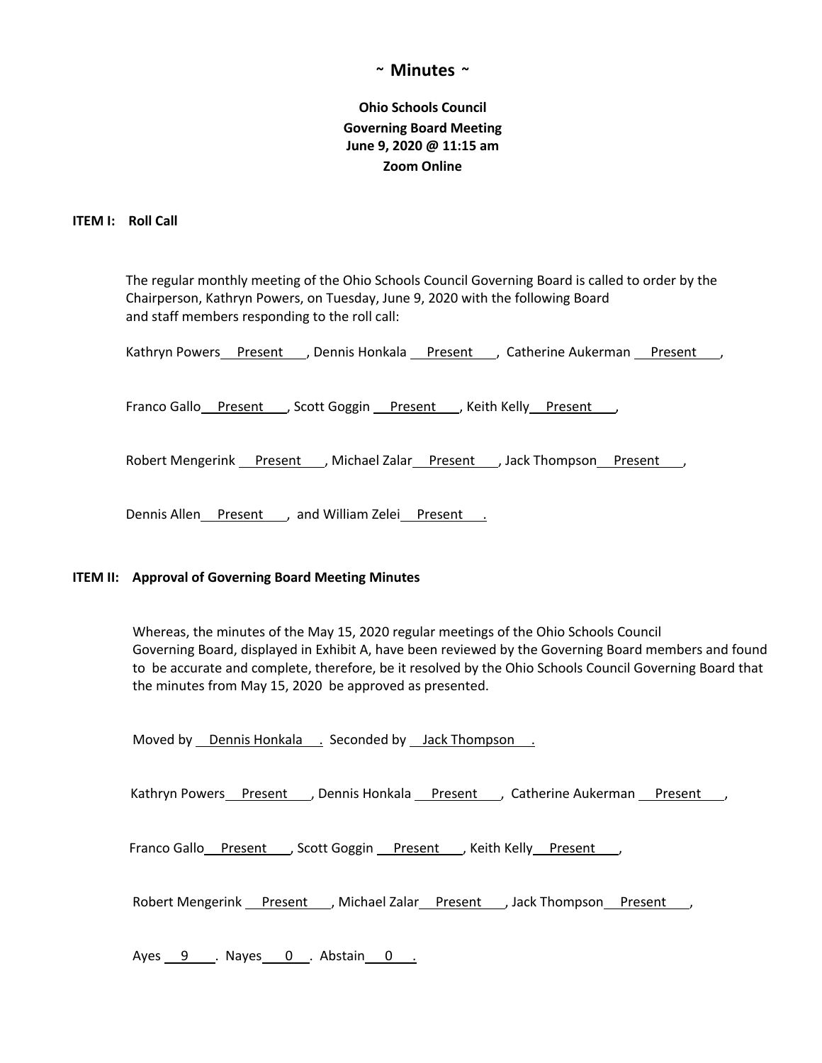# ~ Minutes ~

**Ohio Schools Council**
**Governing Board Meeting**
**June 9, 2020 @ 11:15 am**
**Zoom Online**

**ITEM I: Roll Call**

The regular monthly meeting of the Ohio Schools Council Governing Board is called to order by the Chairperson, Kathryn Powers, on Tuesday, June 9, 2020 with the following Board and staff members responding to the roll call:

Kathryn Powers Present, Dennis Honkala Present, Catherine Aukerman Present,

Franco Gallo Present, Scott Goggin Present, Keith Kelly Present,

Robert Mengerink Present, Michael Zalar Present, Jack Thompson Present,

Dennis Allen Present, and William Zelei Present.

**ITEM II: Approval of Governing Board Meeting Minutes**

Whereas, the minutes of the May 15, 2020 regular meetings of the Ohio Schools Council Governing Board, displayed in Exhibit A, have been reviewed by the Governing Board members and found to be accurate and complete, therefore, be it resolved by the Ohio Schools Council Governing Board that the minutes from May 15, 2020 be approved as presented.

Moved by Dennis Honkala. Seconded by Jack Thompson.

Kathryn Powers Present, Dennis Honkala Present, Catherine Aukerman Present,

Franco Gallo Present, Scott Goggin Present, Keith Kelly Present,

Robert Mengerink Present, Michael Zalar Present, Jack Thompson Present,

Ayes 9. Nayes 0. Abstain 0.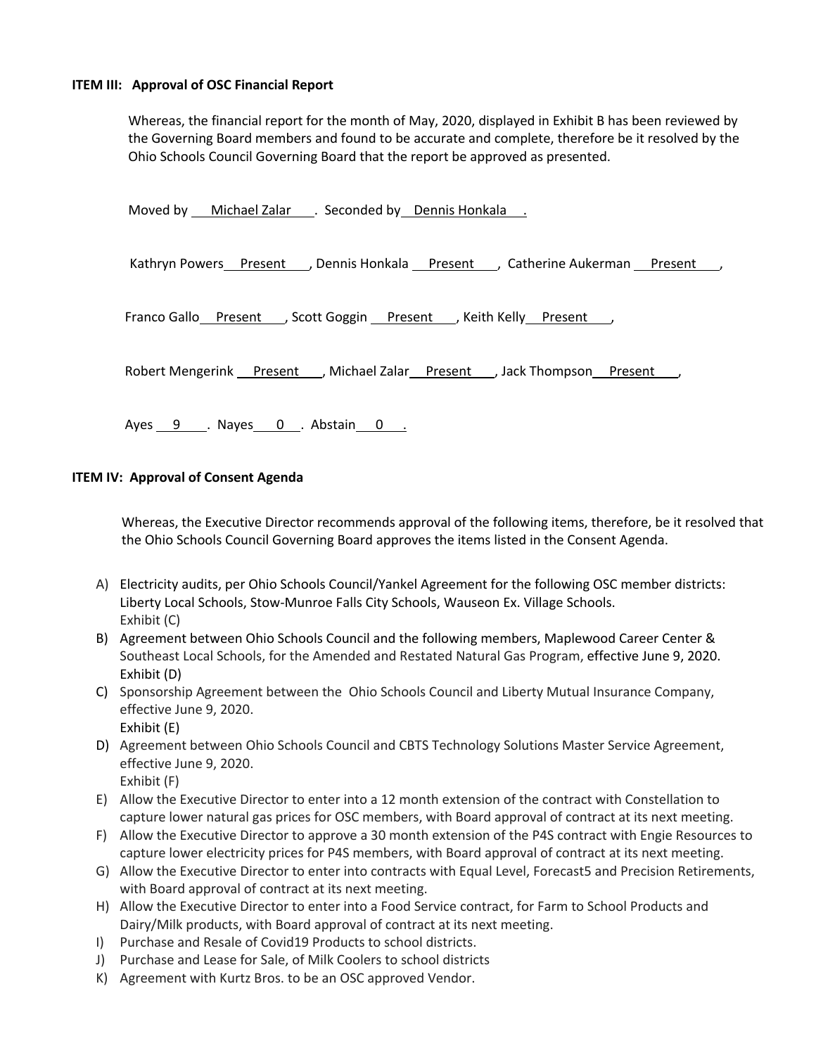**ITEM III: Approval of OSC Financial Report**

Whereas, the financial report for the month of May, 2020, displayed in Exhibit B has been reviewed by the Governing Board members and found to be accurate and complete, therefore be it resolved by the Ohio Schools Council Governing Board that the report be approved as presented.

Moved by Michael Zalar. Seconded by Dennis Honkala.

Kathryn Powers Present, Dennis Honkala Present, Catherine Aukerman Present,

Franco Gallo Present, Scott Goggin Present, Keith Kelly Present,

Robert Mengerink Present, Michael Zalar Present, Jack Thompson Present,

Ayes 9. Nayes 0. Abstain 0.

**ITEM IV: Approval of Consent Agenda**

Whereas, the Executive Director recommends approval of the following items, therefore, be it resolved that the Ohio Schools Council Governing Board approves the items listed in the Consent Agenda.

A) Electricity audits, per Ohio Schools Council/Yankel Agreement for the following OSC member districts: Liberty Local Schools, Stow-Munroe Falls City Schools, Wauseon Ex. Village Schools.
   Exhibit (C)
B) Agreement between Ohio Schools Council and the following members, Maplewood Career Center & Southeast Local Schools, for the Amended and Restated Natural Gas Program, effective June 9, 2020.
   Exhibit (D)
C) Sponsorship Agreement between the Ohio Schools Council and Liberty Mutual Insurance Company, effective June 9, 2020.
   Exhibit (E)
D) Agreement between Ohio Schools Council and CBTS Technology Solutions Master Service Agreement, effective June 9, 2020.
   Exhibit (F)
E) Allow the Executive Director to enter into a 12 month extension of the contract with Constellation to capture lower natural gas prices for OSC members, with Board approval of contract at its next meeting.
F) Allow the Executive Director to approve a 30 month extension of the P4S contract with Engie Resources to capture lower electricity prices for P4S members, with Board approval of contract at its next meeting.
G) Allow the Executive Director to enter into contracts with Equal Level, Forecast5 and Precision Retirements, with Board approval of contract at its next meeting.
H) Allow the Executive Director to enter into a Food Service contract, for Farm to School Products and Dairy/Milk products, with Board approval of contract at its next meeting.
I) Purchase and Resale of Covid19 Products to school districts.
J) Purchase and Lease for Sale, of Milk Coolers to school districts
K) Agreement with Kurtz Bros. to be an OSC approved Vendor.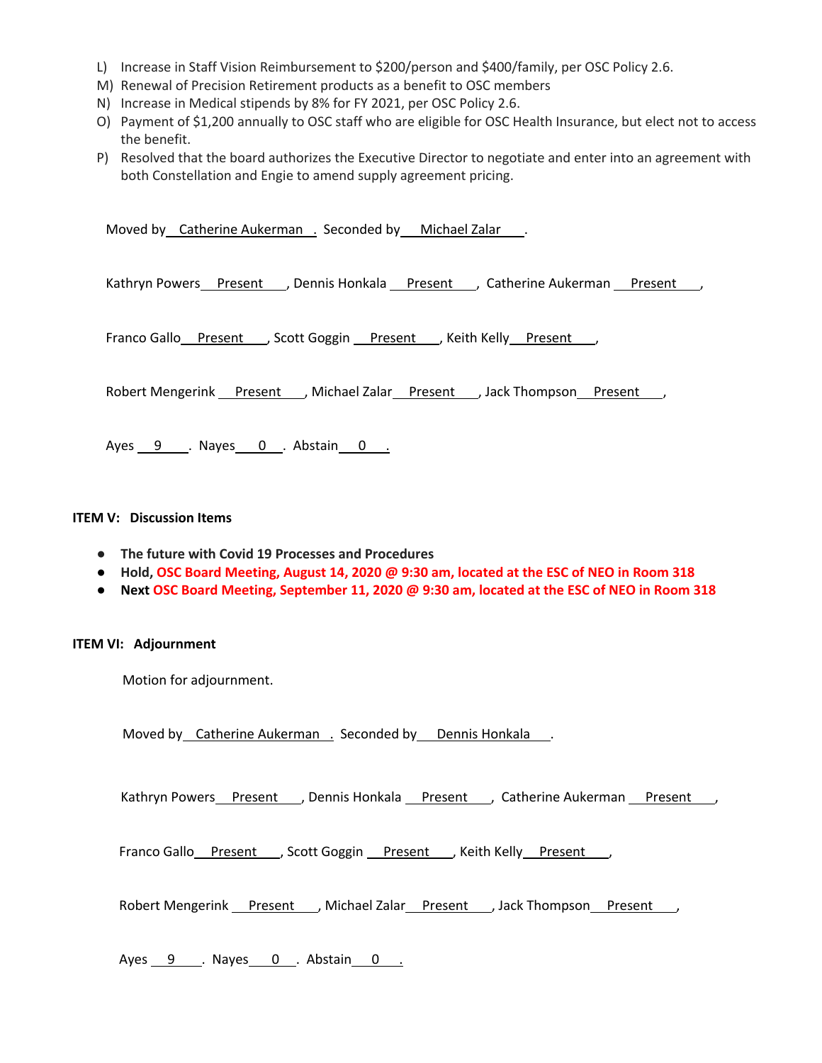L) Increase in Staff Vision Reimbursement to $200/person and $400/family, per OSC Policy 2.6.

M) Renewal of Precision Retirement products as a benefit to OSC members

N) Increase in Medical stipends by 8% for FY 2021, per OSC Policy 2.6.

O) Payment of $1,200 annually to OSC staff who are eligible for OSC Health Insurance, but elect not to access the benefit.

P) Resolved that the board authorizes the Executive Director to negotiate and enter into an agreement with both Constellation and Engie to amend supply agreement pricing.

Moved by Catherine Aukerman. Seconded by Michael Zalar.

Kathryn Powers Present, Dennis Honkala Present, Catherine Aukerman Present,

Franco Gallo Present, Scott Goggin Present, Keith Kelly Present,

Robert Mengerink Present, Michael Zalar Present, Jack Thompson Present,

Ayes 9. Nayes 0. Abstain 0.

**ITEM V: Discussion Items**

- **The future with Covid 19 Processes and Procedures**
- **Hold, OSC Board Meeting, August 14, 2020 @ 9:30 am, located at the ESC of NEO in Room 318**
- **Next OSC Board Meeting, September 11, 2020 @ 9:30 am, located at the ESC of NEO in Room 318**

**ITEM VI: Adjournment**

Motion for adjournment.

Moved by Catherine Aukerman. Seconded by Dennis Honkala.

Kathryn Powers Present, Dennis Honkala Present, Catherine Aukerman Present,

Franco Gallo Present, Scott Goggin Present, Keith Kelly Present,

Robert Mengerink Present, Michael Zalar Present, Jack Thompson Present,

Ayes 9. Nayes 0. Abstain 0.